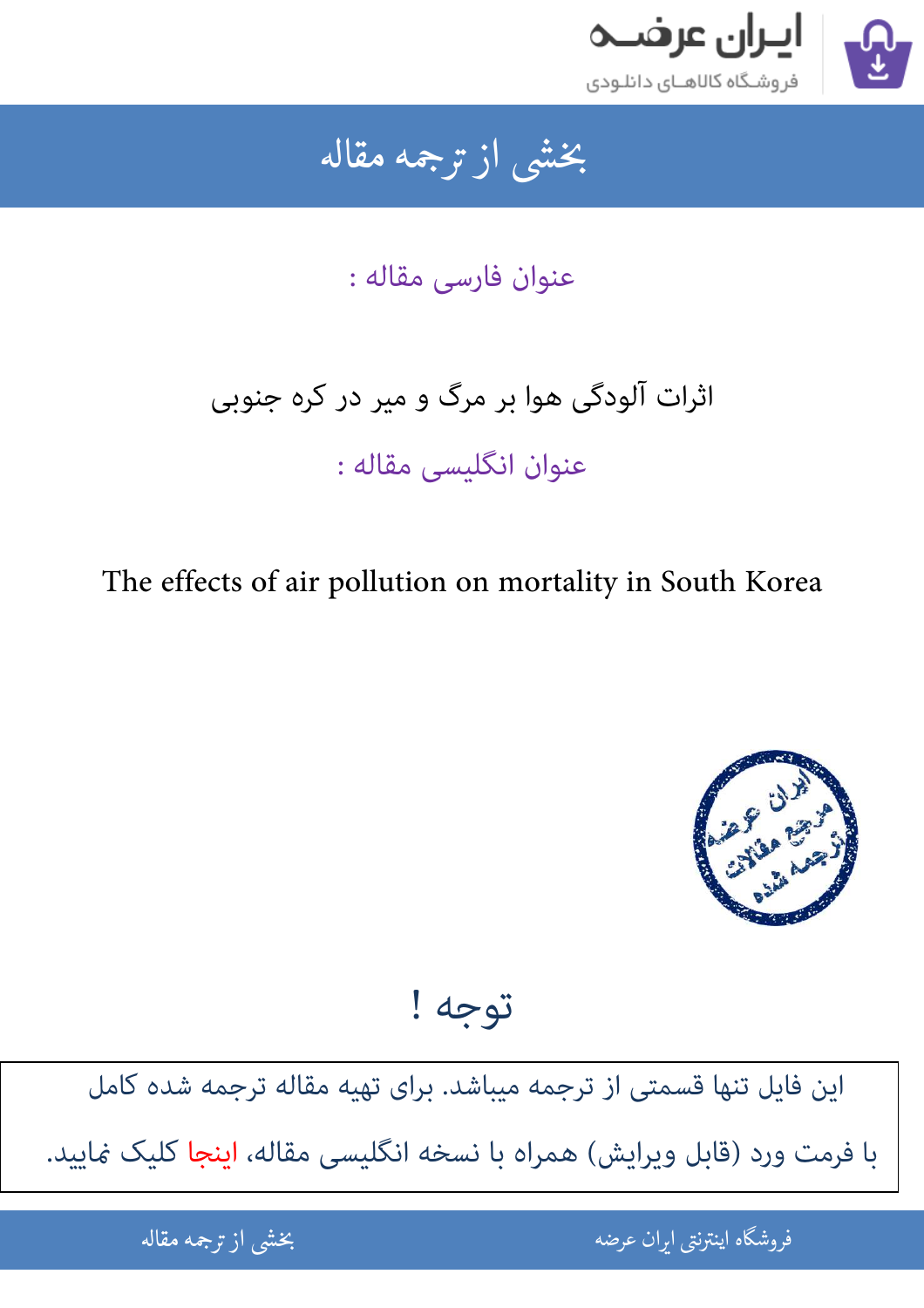# بخشی از ترجمه مقاله

عنوان فارسی مقاله :

اثرات آلودگی هوا بر مرگ و میر در کره جنوبی

عنوان انگلیسی مقاله :

The effects of air pollution on mortality in South Korea

## توجه !

این فایل تنها قسمتی از ترجمه میباشد. برای تهیه مقاله ترجمه شده کامل با فرمت ورد (قابل ویرایش) همراه با نسخه انگلیسی مقاله، اینجا کلیک نمایید.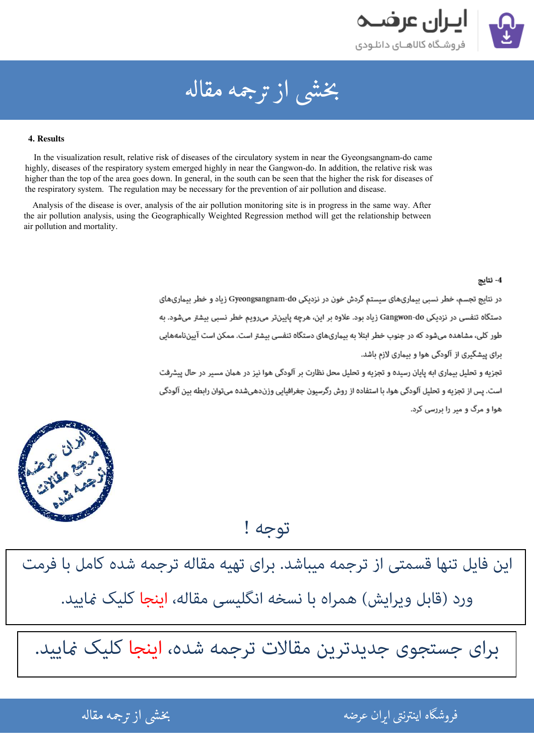# بخشی از ترجمه مقاله

**4. Results**

In the visualization result, relative risk of diseases of the circulatory system in near the Gyeongsangnam-do came highly, diseases of the respiratory system emerged highly in near the Gangwon-do. In addition, the relative risk was higher than the top of the area goes down. In general, in the south can be seen that the higher the risk for diseases of the respiratory system. The regulation may be necessary for the prevention of air pollution and disease.

Analysis of the disease is over, analysis of the air pollution monitoring site is in progress in the same way. After the air pollution analysis, using the Geographically Weighted Regression method will get the relationship between air pollution and mortality.

**4- نتایج**

در نتایج تجسم، خطر نسبی بیماری‌های سیستم گردش خون در نزدیکی Gyeongsangnam-do زیاد و خطر بیماری‌های دستگاه تنفسی در نزدیکی Gangwon-do زیاد بود. علاوه بر این، هرچه پایین‌تر می‌رویم خطر نسبی بیشتر می‌شود. به طور کلی، مشاهده می‌شود که در جنوب خطر ابتلا به بیماری‌های دستگاه تنفسی بیشتر است. ممکن است آیین‌نامه‌هایی برای پیشگیری از آلودگی هوا و بیماری لازم باشد.

تجزیه و تحلیل بیماری به پایان رسیده و تجزیه و تحلیل محل نظارت بر آلودگی هوا نیز در همان مسیر در حال پیشرفت است. پس از تجزیه و تحلیل آلودگی هوا، با استفاده از روش رگرسیون جغرافیایی وزن‌دهی‌شده می‌توان رابطه بین آلودگی هوا و مرگ و میر را بررسی کرد.

توجه !

این فایل تنها قسمتی از ترجمه میباشد. برای تهیه مقاله ترجمه شده کامل با فرمت ورد (قابل ویرایش) همراه با نسخه انگلیسی مقاله، اینجا کلیک نمایید.

برای جستجوی جدیدترین مقالات ترجمه شده، اینجا کلیک نمایید.